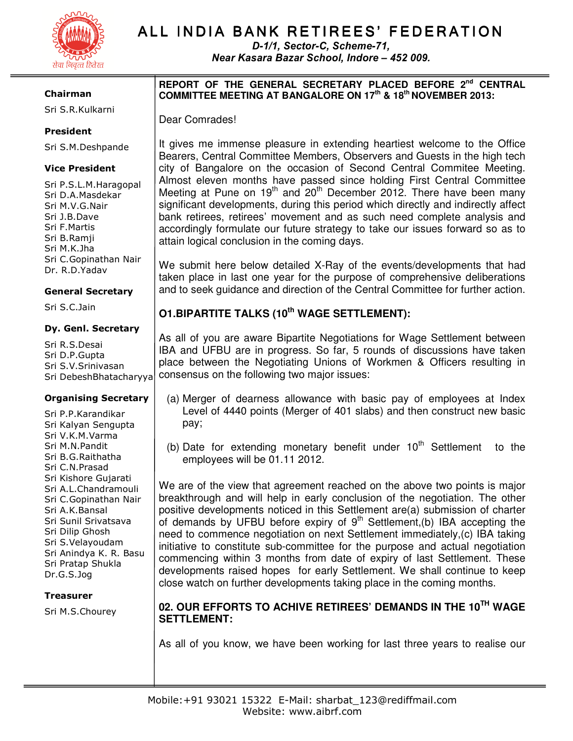# ALL INDIA BANK RETIREES' FEDERATION

*D-1/1, Sector-C, Scheme-71,*
*Near Kasara Bazar School, Indore – 452 009.*

**Chairman**
Sri S.R.Kulkarni

**President**
Sri S.M.Deshpande

**Vice President**
Sri P.S.L.M.Haragopal
Sri D.A.Masdekar
Sri M.V.G.Nair
Sri J.B.Dave
Sri F.Martis
Sri B.Ramji
Sri M.K.Jha
Sri C.Gopinathan Nair
Dr. R.D.Yadav

**General Secretary**
Sri S.C.Jain

**Dy. Genl. Secretary**
Sri R.S.Desai
Sri D.P.Gupta
Sri S.V.Srinivasan
Sri DebeshBhatacharyya

**Organising Secretary**
Sri P.P.Karandikar
Sri Kalyan Sengupta
Sri V.K.M.Varma
Sri M.N.Pandit
Sri B.G.Raithatha
Sri C.N.Prasad
Sri Kishore Gujarati
Sri A.L.Chandramouli
Sri C.Gopinathan Nair
Sri A.K.Bansal
Sri Sunil Srivatsava
Sri Dilip Ghosh
Sri S.Velayoudam
Sri Anindya K. R. Basu
Sri Pratap Shukla
Dr.G.S.Jog

**Treasurer**
Sri M.S.Chourey

**REPORT OF THE GENERAL SECRETARY PLACED BEFORE 2nd CENTRAL COMMITTEE MEETING AT BANGALORE ON 17th & 18th NOVEMBER 2013:**

Dear Comrades!

It gives me immense pleasure in extending heartiest welcome to the Office Bearers, Central Committee Members, Observers and Guests in the high tech city of Bangalore on the occasion of Second Central Commitee Meeting. Almost eleven months have passed since holding First Central Committee Meeting at Pune on 19th and 20th December 2012. There have been many significant developments, during this period which directly and indirectly affect bank retirees, retirees' movement and as such need complete analysis and accordingly formulate our future strategy to take our issues forward so as to attain logical conclusion in the coming days.

We submit here below detailed X-Ray of the events/developments that had taken place in last one year for the purpose of comprehensive deliberations and to seek guidance and direction of the Central Committee for further action.

**O1.BIPARTITE TALKS (10th WAGE SETTLEMENT):**

As all of you are aware Bipartite Negotiations for Wage Settlement between IBA and UFBU are in progress. So far, 5 rounds of discussions have taken place between the Negotiating Unions of Workmen & Officers resulting in consensus on the following two major issues:

(a) Merger of dearness allowance with basic pay of employees at Index Level of 4440 points (Merger of 401 slabs) and then construct new basic pay;

(b) Date for extending monetary benefit under 10th Settlement to the employees will be 01.11 2012.

We are of the view that agreement reached on the above two points is major breakthrough and will help in early conclusion of the negotiation. The other positive developments noticed in this Settlement are(a) submission of charter of demands by UFBU before expiry of 9th Settlement,(b) IBA accepting the need to commence negotiation on next Settlement immediately,(c) IBA taking initiative to constitute sub-committee for the purpose and actual negotiation commencing within 3 months from date of expiry of last Settlement. These developments raised hopes for early Settlement. We shall continue to keep close watch on further developments taking place in the coming months.

**02. OUR EFFORTS TO ACHIVE RETIREES' DEMANDS IN THE 10TH WAGE SETTLEMENT:**

As all of you know, we have been working for last three years to realise our

Mobile:+91 93021 15322 E-Mail: sharbat_123@rediffmail.com
Website: www.aibrf.com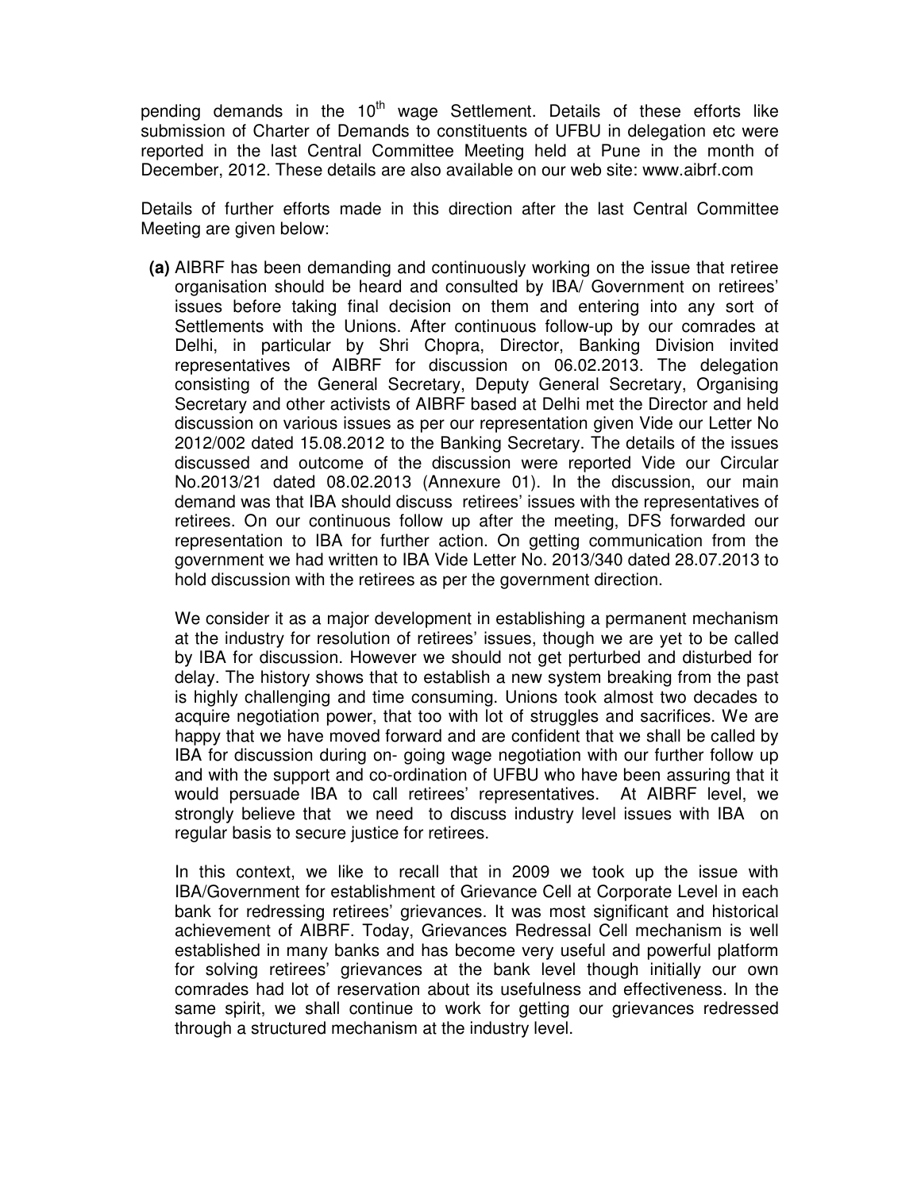pending demands in the 10th wage Settlement. Details of these efforts like submission of Charter of Demands to constituents of UFBU in delegation etc were reported in the last Central Committee Meeting held at Pune in the month of December, 2012. These details are also available on our web site: www.aibrf.com

Details of further efforts made in this direction after the last Central Committee Meeting are given below:

**(a)** AIBRF has been demanding and continuously working on the issue that retiree organisation should be heard and consulted by IBA/ Government on retirees' issues before taking final decision on them and entering into any sort of Settlements with the Unions. After continuous follow-up by our comrades at Delhi, in particular by Shri Chopra, Director, Banking Division invited representatives of AIBRF for discussion on 06.02.2013. The delegation consisting of the General Secretary, Deputy General Secretary, Organising Secretary and other activists of AIBRF based at Delhi met the Director and held discussion on various issues as per our representation given Vide our Letter No 2012/002 dated 15.08.2012 to the Banking Secretary. The details of the issues discussed and outcome of the discussion were reported Vide our Circular No.2013/21 dated 08.02.2013 (Annexure 01). In the discussion, our main demand was that IBA should discuss retirees' issues with the representatives of retirees. On our continuous follow up after the meeting, DFS forwarded our representation to IBA for further action. On getting communication from the government we had written to IBA Vide Letter No. 2013/340 dated 28.07.2013 to hold discussion with the retirees as per the government direction.

We consider it as a major development in establishing a permanent mechanism at the industry for resolution of retirees' issues, though we are yet to be called by IBA for discussion. However we should not get perturbed and disturbed for delay. The history shows that to establish a new system breaking from the past is highly challenging and time consuming. Unions took almost two decades to acquire negotiation power, that too with lot of struggles and sacrifices. We are happy that we have moved forward and are confident that we shall be called by IBA for discussion during on- going wage negotiation with our further follow up and with the support and co-ordination of UFBU who have been assuring that it would persuade IBA to call retirees' representatives. At AIBRF level, we strongly believe that we need to discuss industry level issues with IBA on regular basis to secure justice for retirees.

In this context, we like to recall that in 2009 we took up the issue with IBA/Government for establishment of Grievance Cell at Corporate Level in each bank for redressing retirees' grievances. It was most significant and historical achievement of AIBRF. Today, Grievances Redressal Cell mechanism is well established in many banks and has become very useful and powerful platform for solving retirees' grievances at the bank level though initially our own comrades had lot of reservation about its usefulness and effectiveness. In the same spirit, we shall continue to work for getting our grievances redressed through a structured mechanism at the industry level.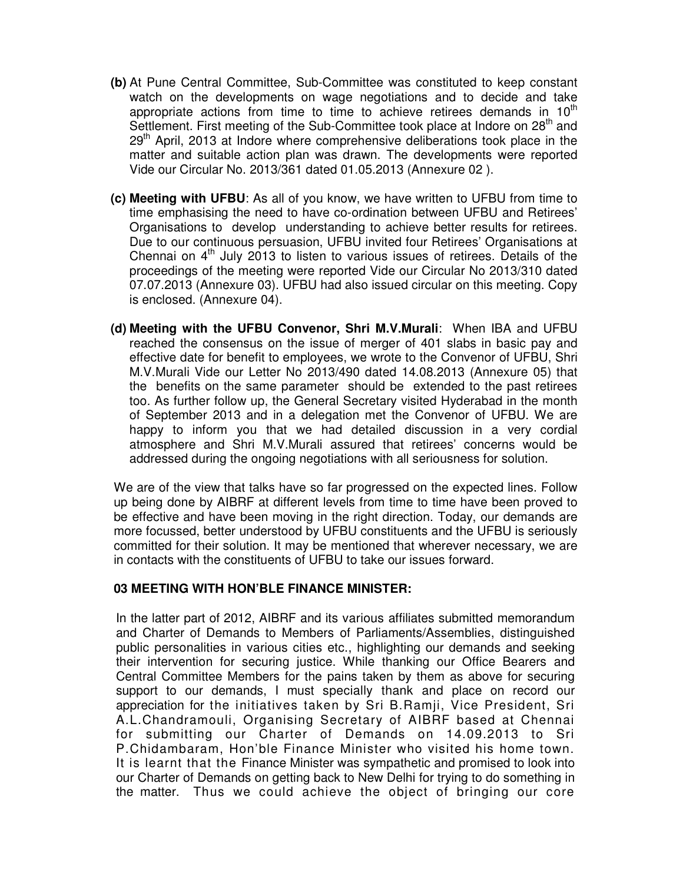**(b)** At Pune Central Committee, Sub-Committee was constituted to keep constant watch on the developments on wage negotiations and to decide and take appropriate actions from time to time to achieve retirees demands in 10th Settlement. First meeting of the Sub-Committee took place at Indore on 28th and 29th April, 2013 at Indore where comprehensive deliberations took place in the matter and suitable action plan was drawn. The developments were reported Vide our Circular No. 2013/361 dated 01.05.2013 (Annexure 02 ).

**(c) Meeting with UFBU**: As all of you know, we have written to UFBU from time to time emphasising the need to have co-ordination between UFBU and Retirees' Organisations to develop understanding to achieve better results for retirees. Due to our continuous persuasion, UFBU invited four Retirees' Organisations at Chennai on 4th July 2013 to listen to various issues of retirees. Details of the proceedings of the meeting were reported Vide our Circular No 2013/310 dated 07.07.2013 (Annexure 03). UFBU had also issued circular on this meeting. Copy is enclosed. (Annexure 04).

**(d) Meeting with the UFBU Convenor, Shri M.V.Murali**: When IBA and UFBU reached the consensus on the issue of merger of 401 slabs in basic pay and effective date for benefit to employees, we wrote to the Convenor of UFBU, Shri M.V.Murali Vide our Letter No 2013/490 dated 14.08.2013 (Annexure 05) that the benefits on the same parameter should be extended to the past retirees too. As further follow up, the General Secretary visited Hyderabad in the month of September 2013 and in a delegation met the Convenor of UFBU. We are happy to inform you that we had detailed discussion in a very cordial atmosphere and Shri M.V.Murali assured that retirees' concerns would be addressed during the ongoing negotiations with all seriousness for solution.

We are of the view that talks have so far progressed on the expected lines. Follow up being done by AIBRF at different levels from time to time have been proved to be effective and have been moving in the right direction. Today, our demands are more focussed, better understood by UFBU constituents and the UFBU is seriously committed for their solution. It may be mentioned that wherever necessary, we are in contacts with the constituents of UFBU to take our issues forward.

### 03 MEETING WITH HON'BLE FINANCE MINISTER:

In the latter part of 2012, AIBRF and its various affiliates submitted memorandum and Charter of Demands to Members of Parliaments/Assemblies, distinguished public personalities in various cities etc., highlighting our demands and seeking their intervention for securing justice. While thanking our Office Bearers and Central Committee Members for the pains taken by them as above for securing support to our demands, I must specially thank and place on record our appreciation for the initiatives taken by Sri B.Ramji, Vice President, Sri A.L.Chandramouli, Organising Secretary of AIBRF based at Chennai for submitting our Charter of Demands on 14.09.2013 to Sri P.Chidambaram, Hon'ble Finance Minister who visited his home town. It is learnt that the Finance Minister was sympathetic and promised to look into our Charter of Demands on getting back to New Delhi for trying to do something in the matter. Thus we could achieve the object of bringing our core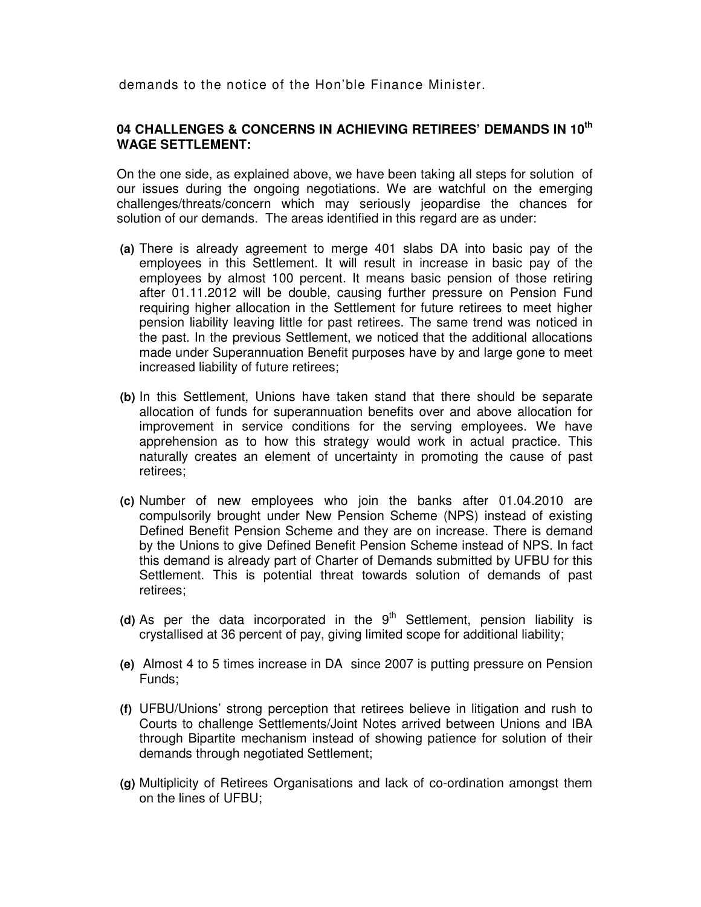demands to the notice of the Hon'ble Finance Minister.

### 04 CHALLENGES & CONCERNS IN ACHIEVING RETIREES' DEMANDS IN 10th WAGE SETTLEMENT:

On the one side, as explained above, we have been taking all steps for solution of our issues during the ongoing negotiations. We are watchful on the emerging challenges/threats/concern which may seriously jeopardise the chances for solution of our demands. The areas identified in this regard are as under:

**(a)** There is already agreement to merge 401 slabs DA into basic pay of the employees in this Settlement. It will result in increase in basic pay of the employees by almost 100 percent. It means basic pension of those retiring after 01.11.2012 will be double, causing further pressure on Pension Fund requiring higher allocation in the Settlement for future retirees to meet higher pension liability leaving little for past retirees. The same trend was noticed in the past. In the previous Settlement, we noticed that the additional allocations made under Superannuation Benefit purposes have by and large gone to meet increased liability of future retirees;

**(b)** In this Settlement, Unions have taken stand that there should be separate allocation of funds for superannuation benefits over and above allocation for improvement in service conditions for the serving employees. We have apprehension as to how this strategy would work in actual practice. This naturally creates an element of uncertainty in promoting the cause of past retirees;

**(c)** Number of new employees who join the banks after 01.04.2010 are compulsorily brought under New Pension Scheme (NPS) instead of existing Defined Benefit Pension Scheme and they are on increase. There is demand by the Unions to give Defined Benefit Pension Scheme instead of NPS. In fact this demand is already part of Charter of Demands submitted by UFBU for this Settlement. This is potential threat towards solution of demands of past retirees;

**(d)** As per the data incorporated in the 9th Settlement, pension liability is crystallised at 36 percent of pay, giving limited scope for additional liability;

**(e)** Almost 4 to 5 times increase in DA since 2007 is putting pressure on Pension Funds;

**(f)** UFBU/Unions' strong perception that retirees believe in litigation and rush to Courts to challenge Settlements/Joint Notes arrived between Unions and IBA through Bipartite mechanism instead of showing patience for solution of their demands through negotiated Settlement;

**(g)** Multiplicity of Retirees Organisations and lack of co-ordination amongst them on the lines of UFBU;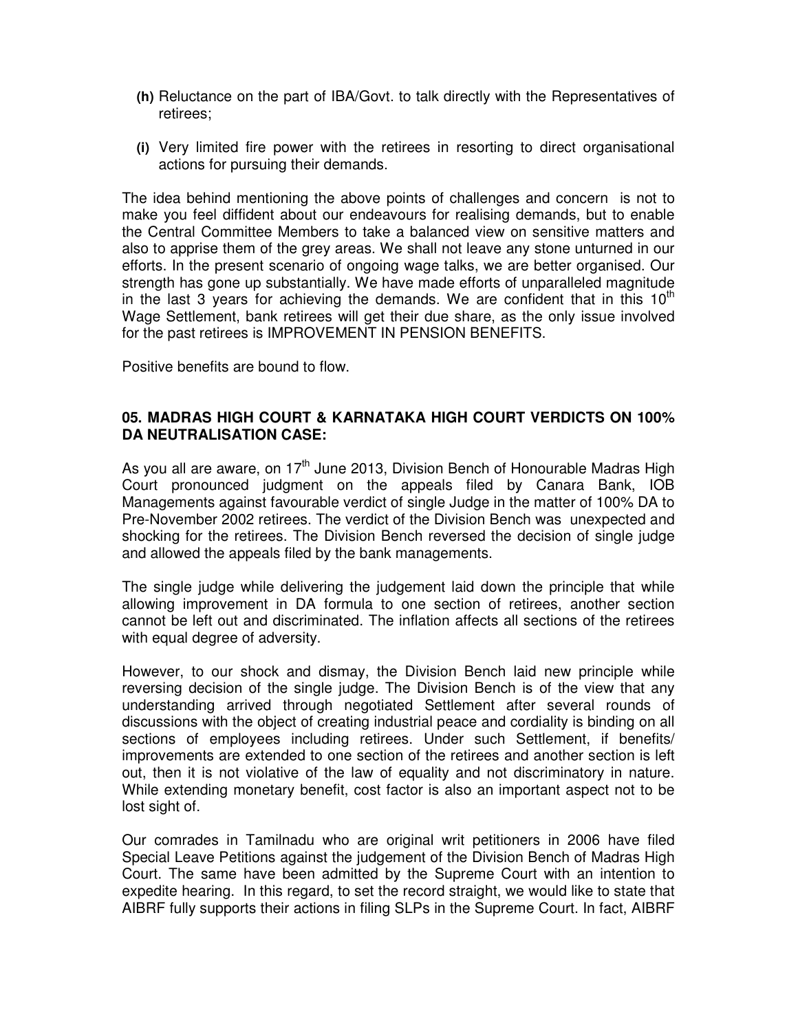**(h)** Reluctance on the part of IBA/Govt. to talk directly with the Representatives of retirees;

**(i)** Very limited fire power with the retirees in resorting to direct organisational actions for pursuing their demands.

The idea behind mentioning the above points of challenges and concern is not to make you feel diffident about our endeavours for realising demands, but to enable the Central Committee Members to take a balanced view on sensitive matters and also to apprise them of the grey areas. We shall not leave any stone unturned in our efforts. In the present scenario of ongoing wage talks, we are better organised. Our strength has gone up substantially. We have made efforts of unparalleled magnitude in the last 3 years for achieving the demands. We are confident that in this 10th Wage Settlement, bank retirees will get their due share, as the only issue involved for the past retirees is IMPROVEMENT IN PENSION BENEFITS.

Positive benefits are bound to flow.

### 05. MADRAS HIGH COURT & KARNATAKA HIGH COURT VERDICTS ON 100% DA NEUTRALISATION CASE:

As you all are aware, on 17th June 2013, Division Bench of Honourable Madras High Court pronounced judgment on the appeals filed by Canara Bank, IOB Managements against favourable verdict of single Judge in the matter of 100% DA to Pre-November 2002 retirees. The verdict of the Division Bench was unexpected and shocking for the retirees. The Division Bench reversed the decision of single judge and allowed the appeals filed by the bank managements.

The single judge while delivering the judgement laid down the principle that while allowing improvement in DA formula to one section of retirees, another section cannot be left out and discriminated. The inflation affects all sections of the retirees with equal degree of adversity.

However, to our shock and dismay, the Division Bench laid new principle while reversing decision of the single judge. The Division Bench is of the view that any understanding arrived through negotiated Settlement after several rounds of discussions with the object of creating industrial peace and cordiality is binding on all sections of employees including retirees. Under such Settlement, if benefits/ improvements are extended to one section of the retirees and another section is left out, then it is not violative of the law of equality and not discriminatory in nature. While extending monetary benefit, cost factor is also an important aspect not to be lost sight of.

Our comrades in Tamilnadu who are original writ petitioners in 2006 have filed Special Leave Petitions against the judgement of the Division Bench of Madras High Court. The same have been admitted by the Supreme Court with an intention to expedite hearing. In this regard, to set the record straight, we would like to state that AIBRF fully supports their actions in filing SLPs in the Supreme Court. In fact, AIBRF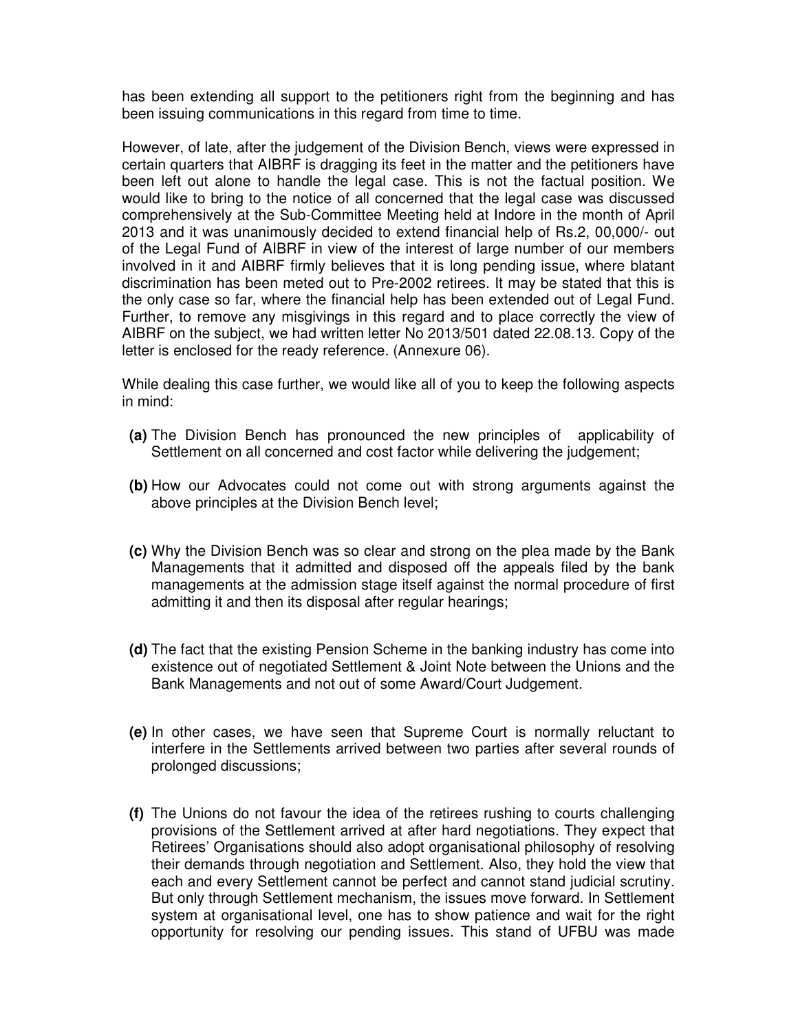has been extending all support to the petitioners right from the beginning and has been issuing communications in this regard from time to time.

However, of late, after the judgement of the Division Bench, views were expressed in certain quarters that AIBRF is dragging its feet in the matter and the petitioners have been left out alone to handle the legal case. This is not the factual position. We would like to bring to the notice of all concerned that the legal case was discussed comprehensively at the Sub-Committee Meeting held at Indore in the month of April 2013 and it was unanimously decided to extend financial help of Rs.2, 00,000/- out of the Legal Fund of AIBRF in view of the interest of large number of our members involved in it and AIBRF firmly believes that it is long pending issue, where blatant discrimination has been meted out to Pre-2002 retirees. It may be stated that this is the only case so far, where the financial help has been extended out of Legal Fund. Further, to remove any misgivings in this regard and to place correctly the view of AIBRF on the subject, we had written letter No 2013/501 dated 22.08.13. Copy of the letter is enclosed for the ready reference. (Annexure 06).

While dealing this case further, we would like all of you to keep the following aspects in mind:

**(a)** The Division Bench has pronounced the new principles of applicability of Settlement on all concerned and cost factor while delivering the judgement;

**(b)** How our Advocates could not come out with strong arguments against the above principles at the Division Bench level;

**(c)** Why the Division Bench was so clear and strong on the plea made by the Bank Managements that it admitted and disposed off the appeals filed by the bank managements at the admission stage itself against the normal procedure of first admitting it and then its disposal after regular hearings;

**(d)** The fact that the existing Pension Scheme in the banking industry has come into existence out of negotiated Settlement & Joint Note between the Unions and the Bank Managements and not out of some Award/Court Judgement.

**(e)** In other cases, we have seen that Supreme Court is normally reluctant to interfere in the Settlements arrived between two parties after several rounds of prolonged discussions;

**(f)** The Unions do not favour the idea of the retirees rushing to courts challenging provisions of the Settlement arrived at after hard negotiations. They expect that Retirees' Organisations should also adopt organisational philosophy of resolving their demands through negotiation and Settlement. Also, they hold the view that each and every Settlement cannot be perfect and cannot stand judicial scrutiny. But only through Settlement mechanism, the issues move forward. In Settlement system at organisational level, one has to show patience and wait for the right opportunity for resolving our pending issues. This stand of UFBU was made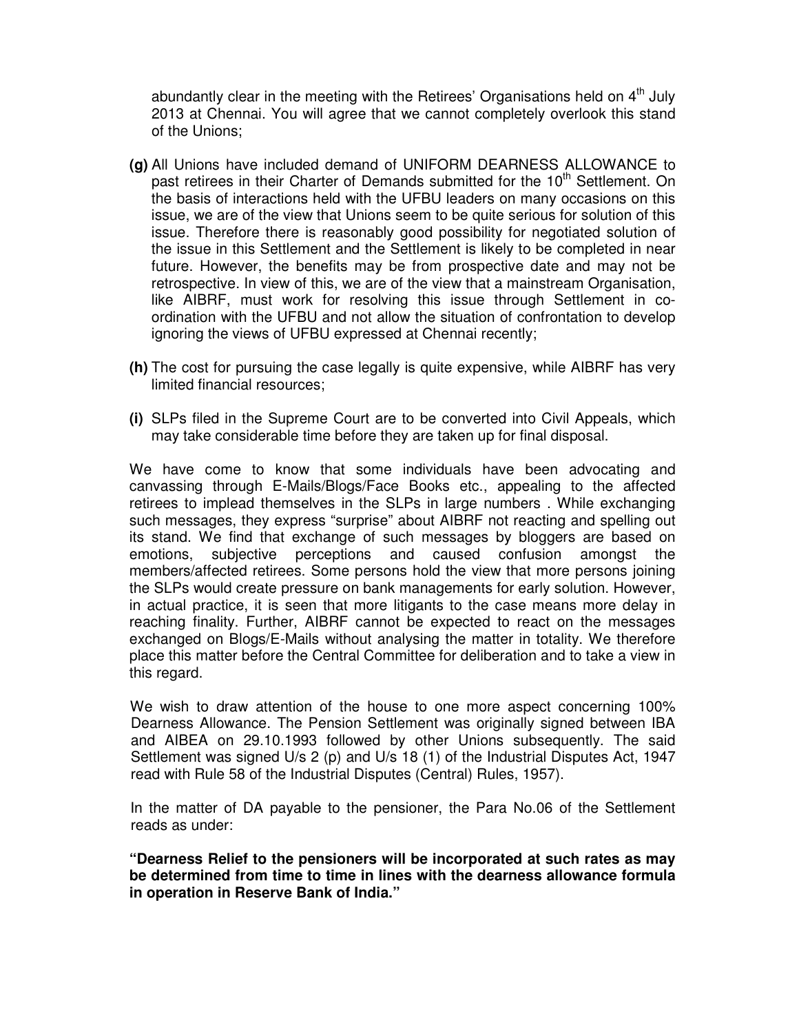abundantly clear in the meeting with the Retirees' Organisations held on 4th July 2013 at Chennai. You will agree that we cannot completely overlook this stand of the Unions;

**(g)** All Unions have included demand of UNIFORM DEARNESS ALLOWANCE to past retirees in their Charter of Demands submitted for the 10th Settlement. On the basis of interactions held with the UFBU leaders on many occasions on this issue, we are of the view that Unions seem to be quite serious for solution of this issue. Therefore there is reasonably good possibility for negotiated solution of the issue in this Settlement and the Settlement is likely to be completed in near future. However, the benefits may be from prospective date and may not be retrospective. In view of this, we are of the view that a mainstream Organisation, like AIBRF, must work for resolving this issue through Settlement in co-ordination with the UFBU and not allow the situation of confrontation to develop ignoring the views of UFBU expressed at Chennai recently;

**(h)** The cost for pursuing the case legally is quite expensive, while AIBRF has very limited financial resources;

**(i)** SLPs filed in the Supreme Court are to be converted into Civil Appeals, which may take considerable time before they are taken up for final disposal.

We have come to know that some individuals have been advocating and canvassing through E-Mails/Blogs/Face Books etc., appealing to the affected retirees to implead themselves in the SLPs in large numbers . While exchanging such messages, they express "surprise" about AIBRF not reacting and spelling out its stand. We find that exchange of such messages by bloggers are based on emotions, subjective perceptions and caused confusion amongst the members/affected retirees. Some persons hold the view that more persons joining the SLPs would create pressure on bank managements for early solution. However, in actual practice, it is seen that more litigants to the case means more delay in reaching finality. Further, AIBRF cannot be expected to react on the messages exchanged on Blogs/E-Mails without analysing the matter in totality. We therefore place this matter before the Central Committee for deliberation and to take a view in this regard.

We wish to draw attention of the house to one more aspect concerning 100% Dearness Allowance. The Pension Settlement was originally signed between IBA and AIBEA on 29.10.1993 followed by other Unions subsequently. The said Settlement was signed U/s 2 (p) and U/s 18 (1) of the Industrial Disputes Act, 1947 read with Rule 58 of the Industrial Disputes (Central) Rules, 1957).

In the matter of DA payable to the pensioner, the Para No.06 of the Settlement reads as under:

**"Dearness Relief to the pensioners will be incorporated at such rates as may be determined from time to time in lines with the dearness allowance formula in operation in Reserve Bank of India."**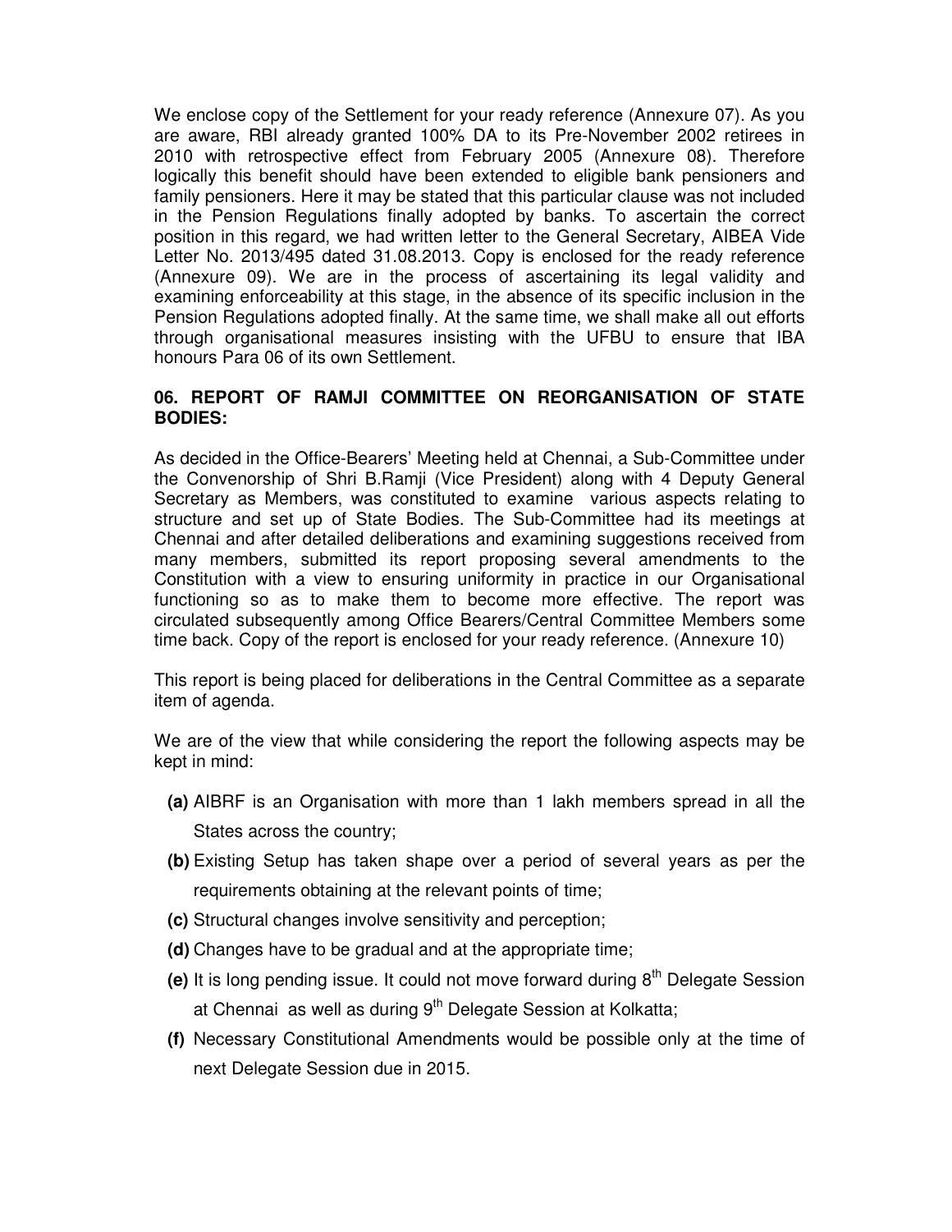We enclose copy of the Settlement for your ready reference (Annexure 07). As you are aware, RBI already granted 100% DA to its Pre-November 2002 retirees in 2010 with retrospective effect from February 2005 (Annexure 08). Therefore logically this benefit should have been extended to eligible bank pensioners and family pensioners. Here it may be stated that this particular clause was not included in the Pension Regulations finally adopted by banks. To ascertain the correct position in this regard, we had written letter to the General Secretary, AIBEA Vide Letter No. 2013/495 dated 31.08.2013. Copy is enclosed for the ready reference (Annexure 09). We are in the process of ascertaining its legal validity and examining enforceability at this stage, in the absence of its specific inclusion in the Pension Regulations adopted finally. At the same time, we shall make all out efforts through organisational measures insisting with the UFBU to ensure that IBA honours Para 06 of its own Settlement.

## 06. REPORT OF RAMJI COMMITTEE ON REORGANISATION OF STATE BODIES:

As decided in the Office-Bearers' Meeting held at Chennai, a Sub-Committee under the Convenorship of Shri B.Ramji (Vice President) along with 4 Deputy General Secretary as Members, was constituted to examine various aspects relating to structure and set up of State Bodies. The Sub-Committee had its meetings at Chennai and after detailed deliberations and examining suggestions received from many members, submitted its report proposing several amendments to the Constitution with a view to ensuring uniformity in practice in our Organisational functioning so as to make them to become more effective. The report was circulated subsequently among Office Bearers/Central Committee Members some time back. Copy of the report is enclosed for your ready reference. (Annexure 10)

This report is being placed for deliberations in the Central Committee as a separate item of agenda.

We are of the view that while considering the report the following aspects may be kept in mind:

- **(a)** AIBRF is an Organisation with more than 1 lakh members spread in all the States across the country;
- **(b)** Existing Setup has taken shape over a period of several years as per the requirements obtaining at the relevant points of time;
- **(c)** Structural changes involve sensitivity and perception;
- **(d)** Changes have to be gradual and at the appropriate time;
- **(e)** It is long pending issue. It could not move forward during 8th Delegate Session at Chennai as well as during 9th Delegate Session at Kolkatta;
- **(f)** Necessary Constitutional Amendments would be possible only at the time of next Delegate Session due in 2015.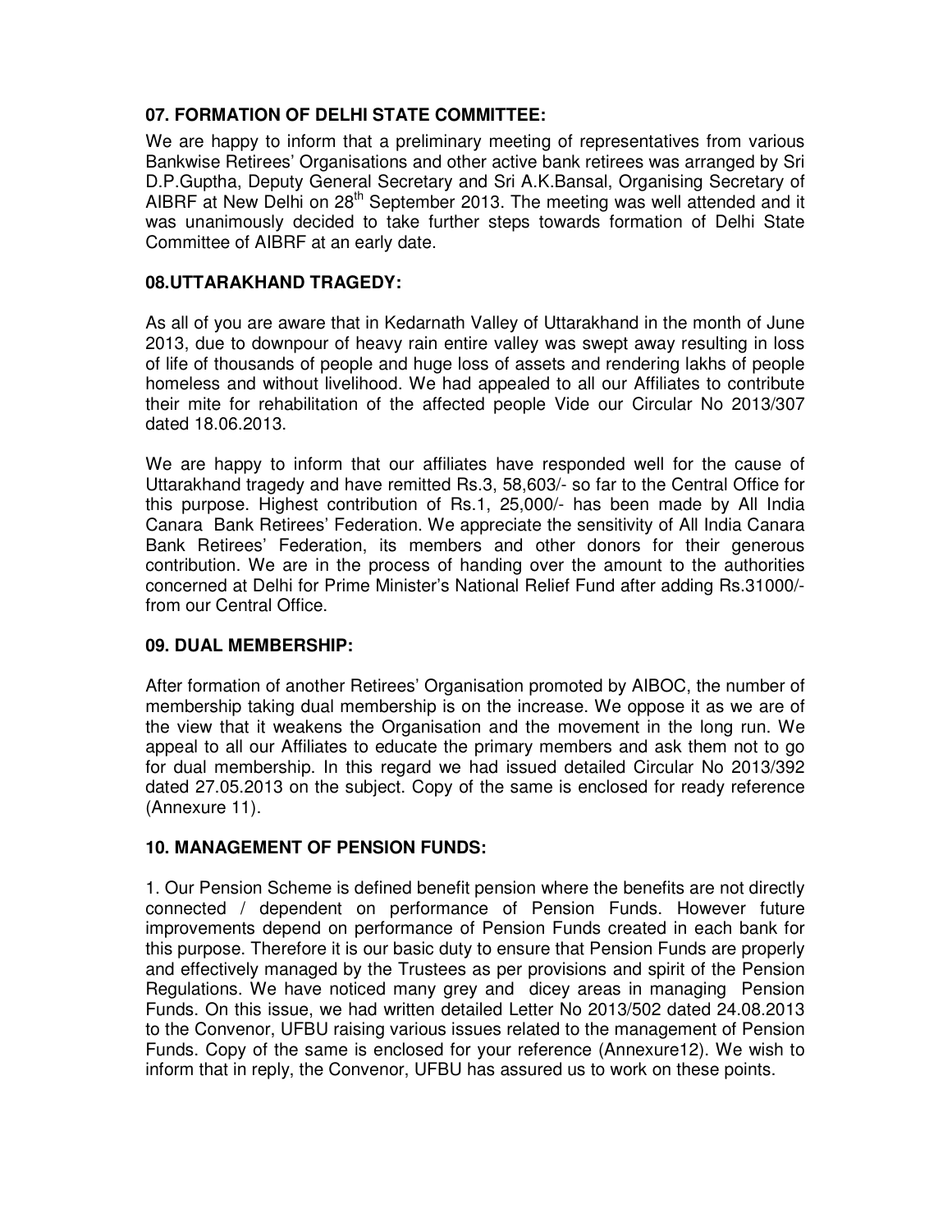### 07. FORMATION OF DELHI STATE COMMITTEE:

We are happy to inform that a preliminary meeting of representatives from various Bankwise Retirees' Organisations and other active bank retirees was arranged by Sri D.P.Guptha, Deputy General Secretary and Sri A.K.Bansal, Organising Secretary of AIBRF at New Delhi on 28th September 2013. The meeting was well attended and it was unanimously decided to take further steps towards formation of Delhi State Committee of AIBRF at an early date.

### 08.UTTARAKHAND TRAGEDY:

As all of you are aware that in Kedarnath Valley of Uttarakhand in the month of June 2013, due to downpour of heavy rain entire valley was swept away resulting in loss of life of thousands of people and huge loss of assets and rendering lakhs of people homeless and without livelihood. We had appealed to all our Affiliates to contribute their mite for rehabilitation of the affected people Vide our Circular No 2013/307 dated 18.06.2013.

We are happy to inform that our affiliates have responded well for the cause of Uttarakhand tragedy and have remitted Rs.3, 58,603/- so far to the Central Office for this purpose. Highest contribution of Rs.1, 25,000/- has been made by All India Canara Bank Retirees' Federation. We appreciate the sensitivity of All India Canara Bank Retirees' Federation, its members and other donors for their generous contribution. We are in the process of handing over the amount to the authorities concerned at Delhi for Prime Minister's National Relief Fund after adding Rs.31000/- from our Central Office.

### 09. DUAL MEMBERSHIP:

After formation of another Retirees' Organisation promoted by AIBOC, the number of membership taking dual membership is on the increase. We oppose it as we are of the view that it weakens the Organisation and the movement in the long run. We appeal to all our Affiliates to educate the primary members and ask them not to go for dual membership. In this regard we had issued detailed Circular No 2013/392 dated 27.05.2013 on the subject. Copy of the same is enclosed for ready reference (Annexure 11).

### 10. MANAGEMENT OF PENSION FUNDS:

1. Our Pension Scheme is defined benefit pension where the benefits are not directly connected / dependent on performance of Pension Funds. However future improvements depend on performance of Pension Funds created in each bank for this purpose. Therefore it is our basic duty to ensure that Pension Funds are properly and effectively managed by the Trustees as per provisions and spirit of the Pension Regulations. We have noticed many grey and dicey areas in managing Pension Funds. On this issue, we had written detailed Letter No 2013/502 dated 24.08.2013 to the Convenor, UFBU raising various issues related to the management of Pension Funds. Copy of the same is enclosed for your reference (Annexure12). We wish to inform that in reply, the Convenor, UFBU has assured us to work on these points.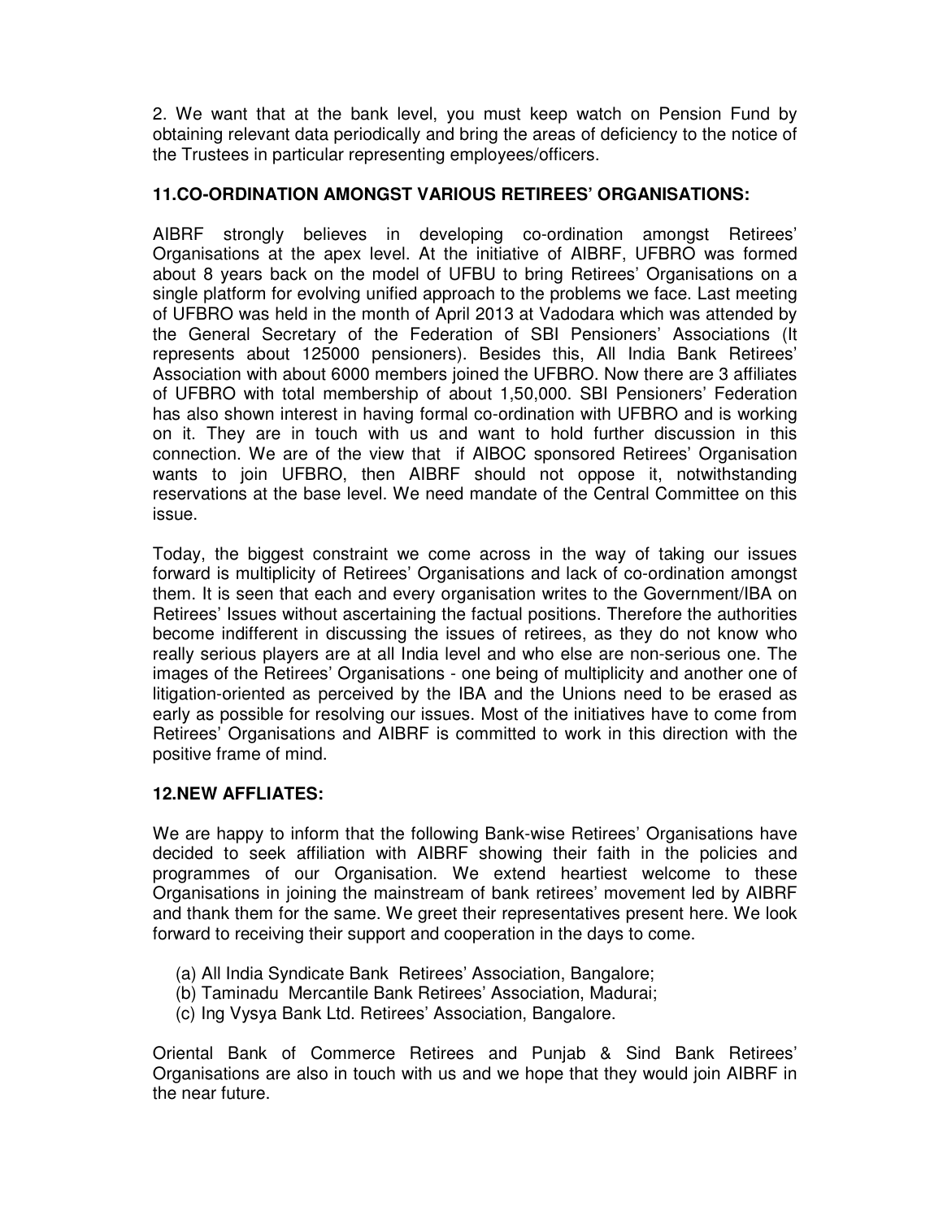2. We want that at the bank level, you must keep watch on Pension Fund by obtaining relevant data periodically and bring the areas of deficiency to the notice of the Trustees in particular representing employees/officers.

**11.CO-ORDINATION AMONGST VARIOUS RETIREES' ORGANISATIONS:**

AIBRF strongly believes in developing co-ordination amongst Retirees' Organisations at the apex level. At the initiative of AIBRF, UFBRO was formed about 8 years back on the model of UFBU to bring Retirees' Organisations on a single platform for evolving unified approach to the problems we face. Last meeting of UFBRO was held in the month of April 2013 at Vadodara which was attended by the General Secretary of the Federation of SBI Pensioners' Associations (It represents about 125000 pensioners). Besides this, All India Bank Retirees' Association with about 6000 members joined the UFBRO. Now there are 3 affiliates of UFBRO with total membership of about 1,50,000. SBI Pensioners' Federation has also shown interest in having formal co-ordination with UFBRO and is working on it. They are in touch with us and want to hold further discussion in this connection. We are of the view that if AIBOC sponsored Retirees' Organisation wants to join UFBRO, then AIBRF should not oppose it, notwithstanding reservations at the base level. We need mandate of the Central Committee on this issue.

Today, the biggest constraint we come across in the way of taking our issues forward is multiplicity of Retirees' Organisations and lack of co-ordination amongst them. It is seen that each and every organisation writes to the Government/IBA on Retirees' Issues without ascertaining the factual positions. Therefore the authorities become indifferent in discussing the issues of retirees, as they do not know who really serious players are at all India level and who else are non-serious one. The images of the Retirees' Organisations - one being of multiplicity and another one of litigation-oriented as perceived by the IBA and the Unions need to be erased as early as possible for resolving our issues. Most of the initiatives have to come from Retirees' Organisations and AIBRF is committed to work in this direction with the positive frame of mind.

**12.NEW AFFLIATES:**

We are happy to inform that the following Bank-wise Retirees' Organisations have decided to seek affiliation with AIBRF showing their faith in the policies and programmes of our Organisation. We extend heartiest welcome to these Organisations in joining the mainstream of bank retirees' movement led by AIBRF and thank them for the same. We greet their representatives present here. We look forward to receiving their support and cooperation in the days to come.

(a) All India Syndicate Bank Retirees' Association, Bangalore;
(b) Taminadu Mercantile Bank Retirees' Association, Madurai;
(c) Ing Vysya Bank Ltd. Retirees' Association, Bangalore.

Oriental Bank of Commerce Retirees and Punjab & Sind Bank Retirees' Organisations are also in touch with us and we hope that they would join AIBRF in the near future.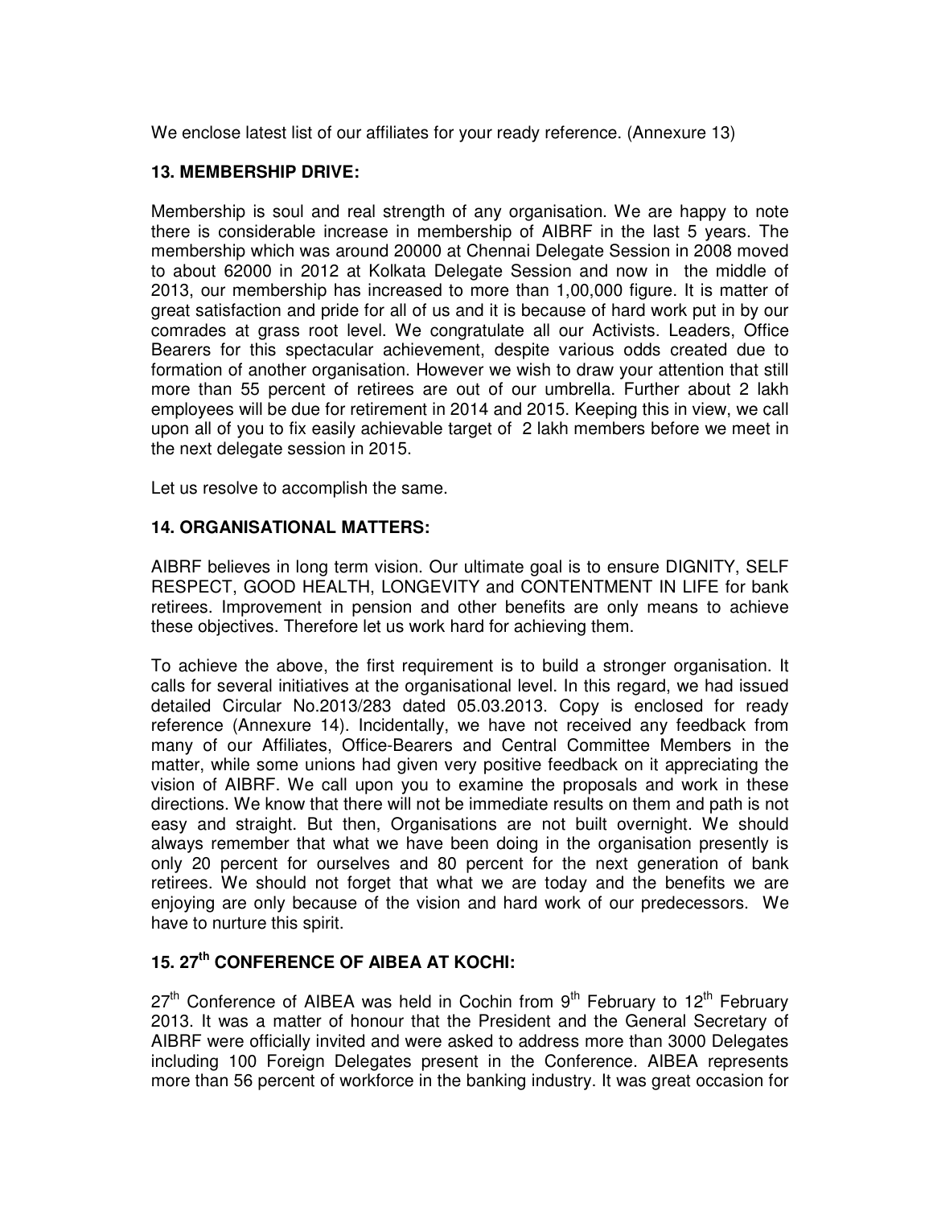We enclose latest list of our affiliates for your ready reference. (Annexure 13)

## 13. MEMBERSHIP DRIVE:

Membership is soul and real strength of any organisation. We are happy to note there is considerable increase in membership of AIBRF in the last 5 years. The membership which was around 20000 at Chennai Delegate Session in 2008 moved to about 62000 in 2012 at Kolkata Delegate Session and now in the middle of 2013, our membership has increased to more than 1,00,000 figure. It is matter of great satisfaction and pride for all of us and it is because of hard work put in by our comrades at grass root level. We congratulate all our Activists. Leaders, Office Bearers for this spectacular achievement, despite various odds created due to formation of another organisation. However we wish to draw your attention that still more than 55 percent of retirees are out of our umbrella. Further about 2 lakh employees will be due for retirement in 2014 and 2015. Keeping this in view, we call upon all of you to fix easily achievable target of 2 lakh members before we meet in the next delegate session in 2015.

Let us resolve to accomplish the same.

## 14. ORGANISATIONAL MATTERS:

AIBRF believes in long term vision. Our ultimate goal is to ensure DIGNITY, SELF RESPECT, GOOD HEALTH, LONGEVITY and CONTENTMENT IN LIFE for bank retirees. Improvement in pension and other benefits are only means to achieve these objectives. Therefore let us work hard for achieving them.

To achieve the above, the first requirement is to build a stronger organisation. It calls for several initiatives at the organisational level. In this regard, we had issued detailed Circular No.2013/283 dated 05.03.2013. Copy is enclosed for ready reference (Annexure 14). Incidentally, we have not received any feedback from many of our Affiliates, Office-Bearers and Central Committee Members in the matter, while some unions had given very positive feedback on it appreciating the vision of AIBRF. We call upon you to examine the proposals and work in these directions. We know that there will not be immediate results on them and path is not easy and straight. But then, Organisations are not built overnight. We should always remember that what we have been doing in the organisation presently is only 20 percent for ourselves and 80 percent for the next generation of bank retirees. We should not forget that what we are today and the benefits we are enjoying are only because of the vision and hard work of our predecessors. We have to nurture this spirit.

## 15. 27th CONFERENCE OF AIBEA AT KOCHI:

27th Conference of AIBEA was held in Cochin from 9th February to 12th February 2013. It was a matter of honour that the President and the General Secretary of AIBRF were officially invited and were asked to address more than 3000 Delegates including 100 Foreign Delegates present in the Conference. AIBEA represents more than 56 percent of workforce in the banking industry. It was great occasion for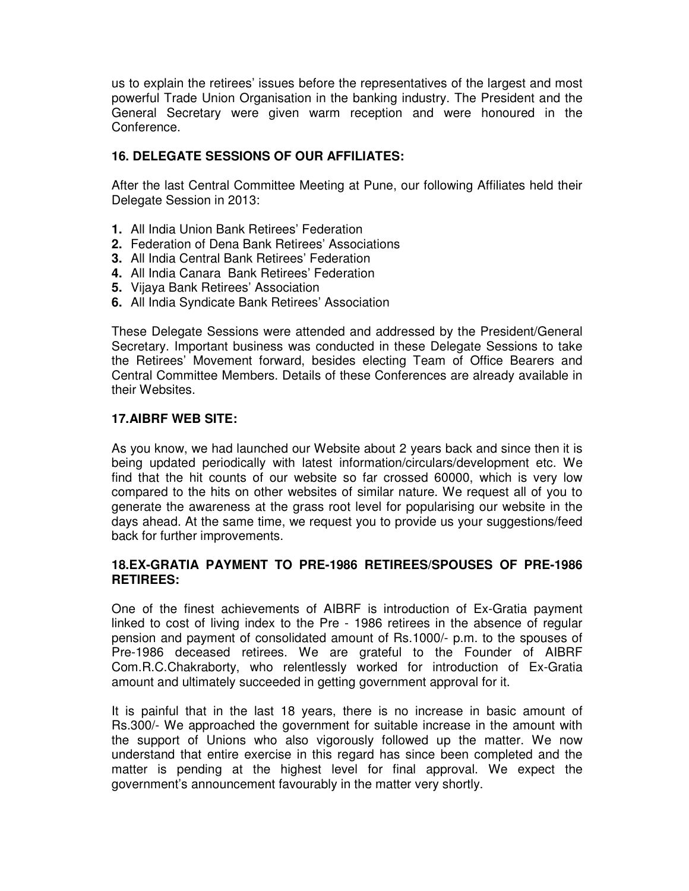us to explain the retirees' issues before the representatives of the largest and most powerful Trade Union Organisation in the banking industry. The President and the General Secretary were given warm reception and were honoured in the Conference.

### 16. DELEGATE SESSIONS OF OUR AFFILIATES:

After the last Central Committee Meeting at Pune, our following Affiliates held their Delegate Session in 2013:

1. All India Union Bank Retirees' Federation
2. Federation of Dena Bank Retirees' Associations
3. All India Central Bank Retirees' Federation
4. All India Canara Bank Retirees' Federation
5. Vijaya Bank Retirees' Association
6. All India Syndicate Bank Retirees' Association

These Delegate Sessions were attended and addressed by the President/General Secretary. Important business was conducted in these Delegate Sessions to take the Retirees' Movement forward, besides electing Team of Office Bearers and Central Committee Members. Details of these Conferences are already available in their Websites.

### 17.AIBRF WEB SITE:

As you know, we had launched our Website about 2 years back and since then it is being updated periodically with latest information/circulars/development etc. We find that the hit counts of our website so far crossed 60000, which is very low compared to the hits on other websites of similar nature. We request all of you to generate the awareness at the grass root level for popularising our website in the days ahead. At the same time, we request you to provide us your suggestions/feed back for further improvements.

### 18.EX-GRATIA PAYMENT TO PRE-1986 RETIREES/SPOUSES OF PRE-1986 RETIREES:

One of the finest achievements of AIBRF is introduction of Ex-Gratia payment linked to cost of living index to the Pre - 1986 retirees in the absence of regular pension and payment of consolidated amount of Rs.1000/- p.m. to the spouses of Pre-1986 deceased retirees. We are grateful to the Founder of AIBRF Com.R.C.Chakraborty, who relentlessly worked for introduction of Ex-Gratia amount and ultimately succeeded in getting government approval for it.

It is painful that in the last 18 years, there is no increase in basic amount of Rs.300/- We approached the government for suitable increase in the amount with the support of Unions who also vigorously followed up the matter. We now understand that entire exercise in this regard has since been completed and the matter is pending at the highest level for final approval. We expect the government's announcement favourably in the matter very shortly.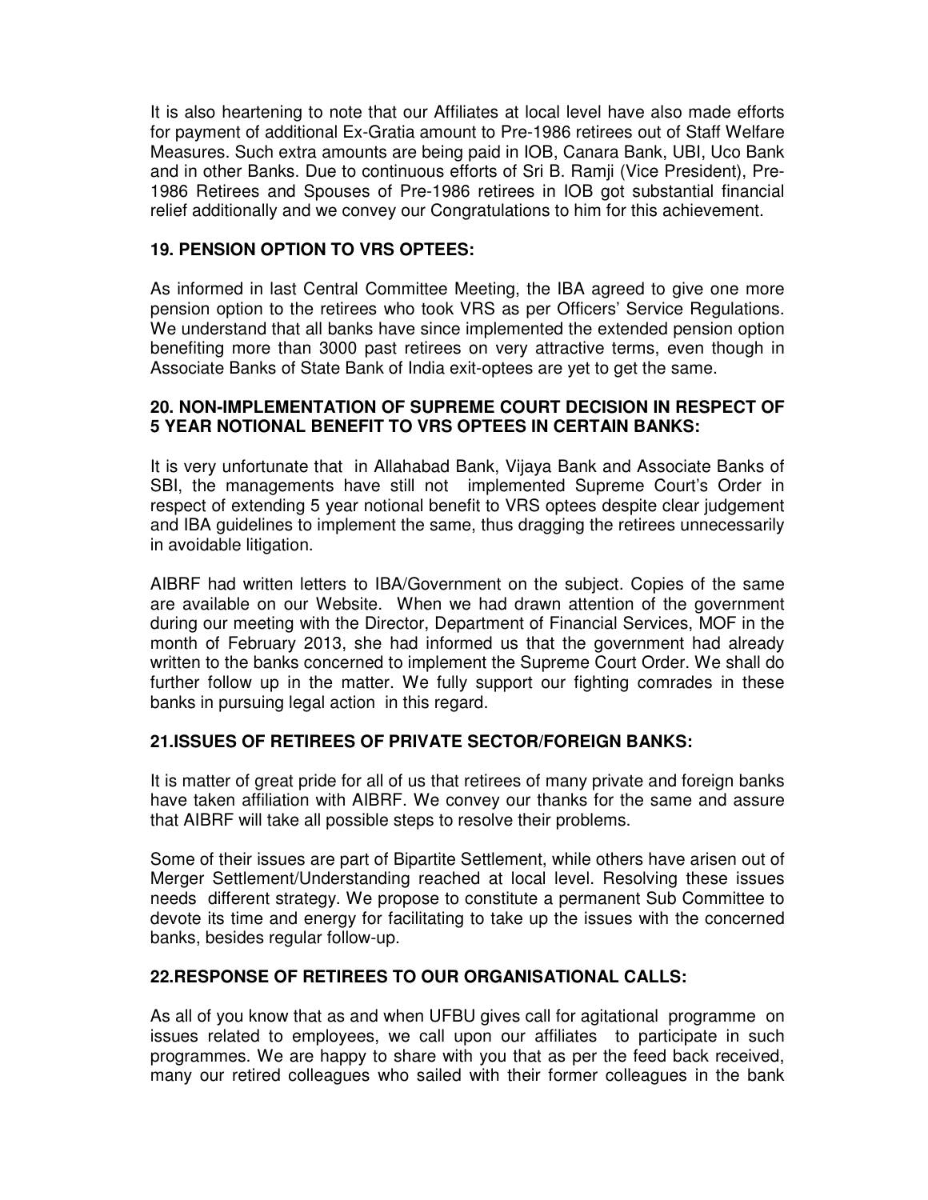It is also heartening to note that our Affiliates at local level have also made efforts for payment of additional Ex-Gratia amount to Pre-1986 retirees out of Staff Welfare Measures. Such extra amounts are being paid in IOB, Canara Bank, UBI, Uco Bank and in other Banks. Due to continuous efforts of Sri B. Ramji (Vice President), Pre-1986 Retirees and Spouses of Pre-1986 retirees in IOB got substantial financial relief additionally and we convey our Congratulations to him for this achievement.

**19. PENSION OPTION TO VRS OPTEES:**

As informed in last Central Committee Meeting, the IBA agreed to give one more pension option to the retirees who took VRS as per Officers' Service Regulations. We understand that all banks have since implemented the extended pension option benefiting more than 3000 past retirees on very attractive terms, even though in Associate Banks of State Bank of India exit-optees are yet to get the same.

**20. NON-IMPLEMENTATION OF SUPREME COURT DECISION IN RESPECT OF 5 YEAR NOTIONAL BENEFIT TO VRS OPTEES IN CERTAIN BANKS:**

It is very unfortunate that in Allahabad Bank, Vijaya Bank and Associate Banks of SBI, the managements have still not implemented Supreme Court's Order in respect of extending 5 year notional benefit to VRS optees despite clear judgement and IBA guidelines to implement the same, thus dragging the retirees unnecessarily in avoidable litigation.

AIBRF had written letters to IBA/Government on the subject. Copies of the same are available on our Website. When we had drawn attention of the government during our meeting with the Director, Department of Financial Services, MOF in the month of February 2013, she had informed us that the government had already written to the banks concerned to implement the Supreme Court Order. We shall do further follow up in the matter. We fully support our fighting comrades in these banks in pursuing legal action in this regard.

**21.ISSUES OF RETIREES OF PRIVATE SECTOR/FOREIGN BANKS:**

It is matter of great pride for all of us that retirees of many private and foreign banks have taken affiliation with AIBRF. We convey our thanks for the same and assure that AIBRF will take all possible steps to resolve their problems.

Some of their issues are part of Bipartite Settlement, while others have arisen out of Merger Settlement/Understanding reached at local level. Resolving these issues needs different strategy. We propose to constitute a permanent Sub Committee to devote its time and energy for facilitating to take up the issues with the concerned banks, besides regular follow-up.

**22.RESPONSE OF RETIREES TO OUR ORGANISATIONAL CALLS:**

As all of you know that as and when UFBU gives call for agitational programme on issues related to employees, we call upon our affiliates to participate in such programmes. We are happy to share with you that as per the feed back received, many our retired colleagues who sailed with their former colleagues in the bank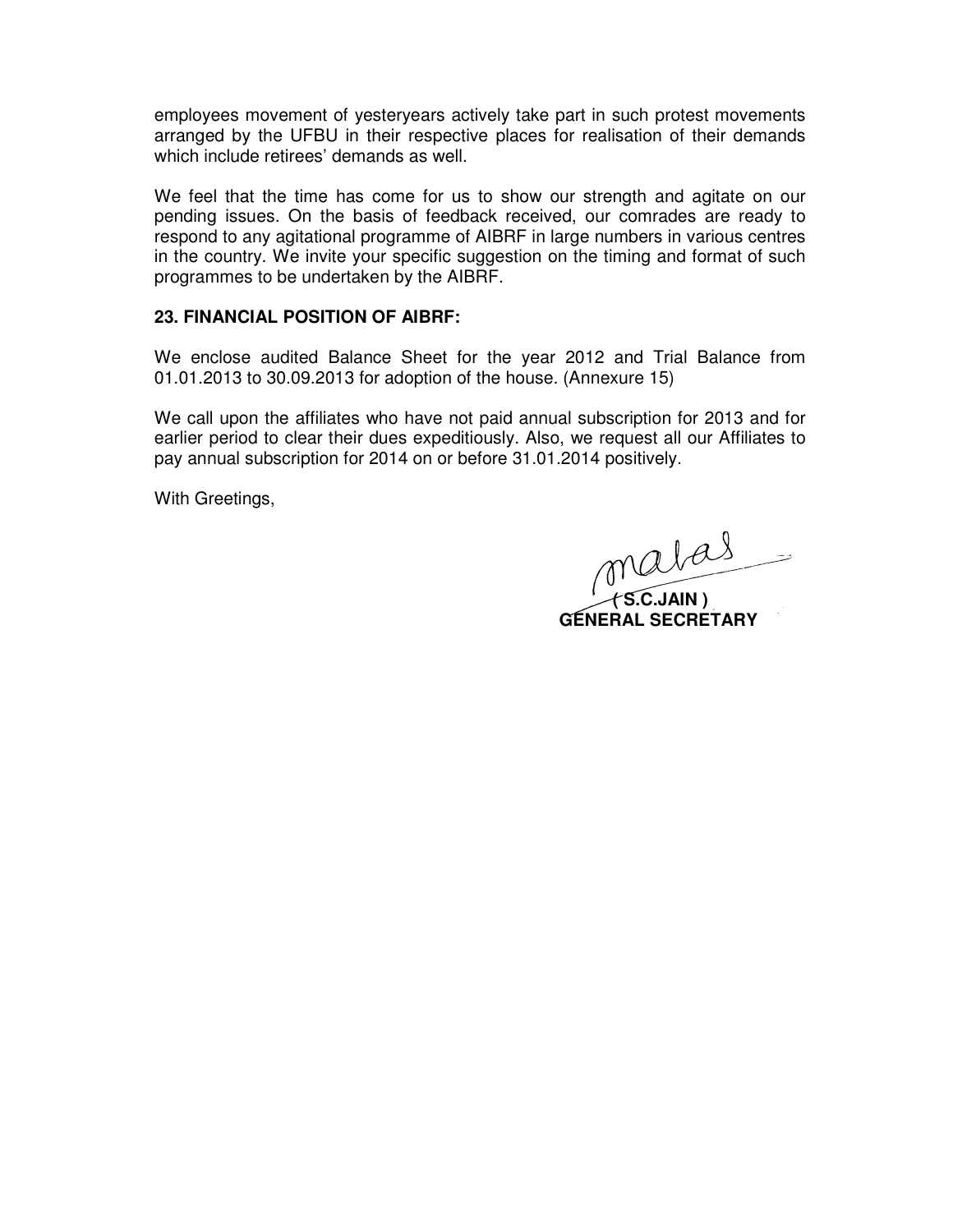employees movement of yesteryears actively take part in such protest movements arranged by the UFBU in their respective places for realisation of their demands which include retirees' demands as well.

We feel that the time has come for us to show our strength and agitate on our pending issues. On the basis of feedback received, our comrades are ready to respond to any agitational programme of AIBRF in large numbers in various centres in the country. We invite your specific suggestion on the timing and format of such programmes to be undertaken by the AIBRF.

**23. FINANCIAL POSITION OF AIBRF:**

We enclose audited Balance Sheet for the year 2012 and Trial Balance from 01.01.2013 to 30.09.2013 for adoption of the house. (Annexure 15)

We call upon the affiliates who have not paid annual subscription for 2013 and for earlier period to clear their dues expeditiously. Also, we request all our Affiliates to pay annual subscription for 2014 on or before 31.01.2014 positively.

With Greetings,

**( S.C.JAIN )**
**GENERAL SECRETARY**